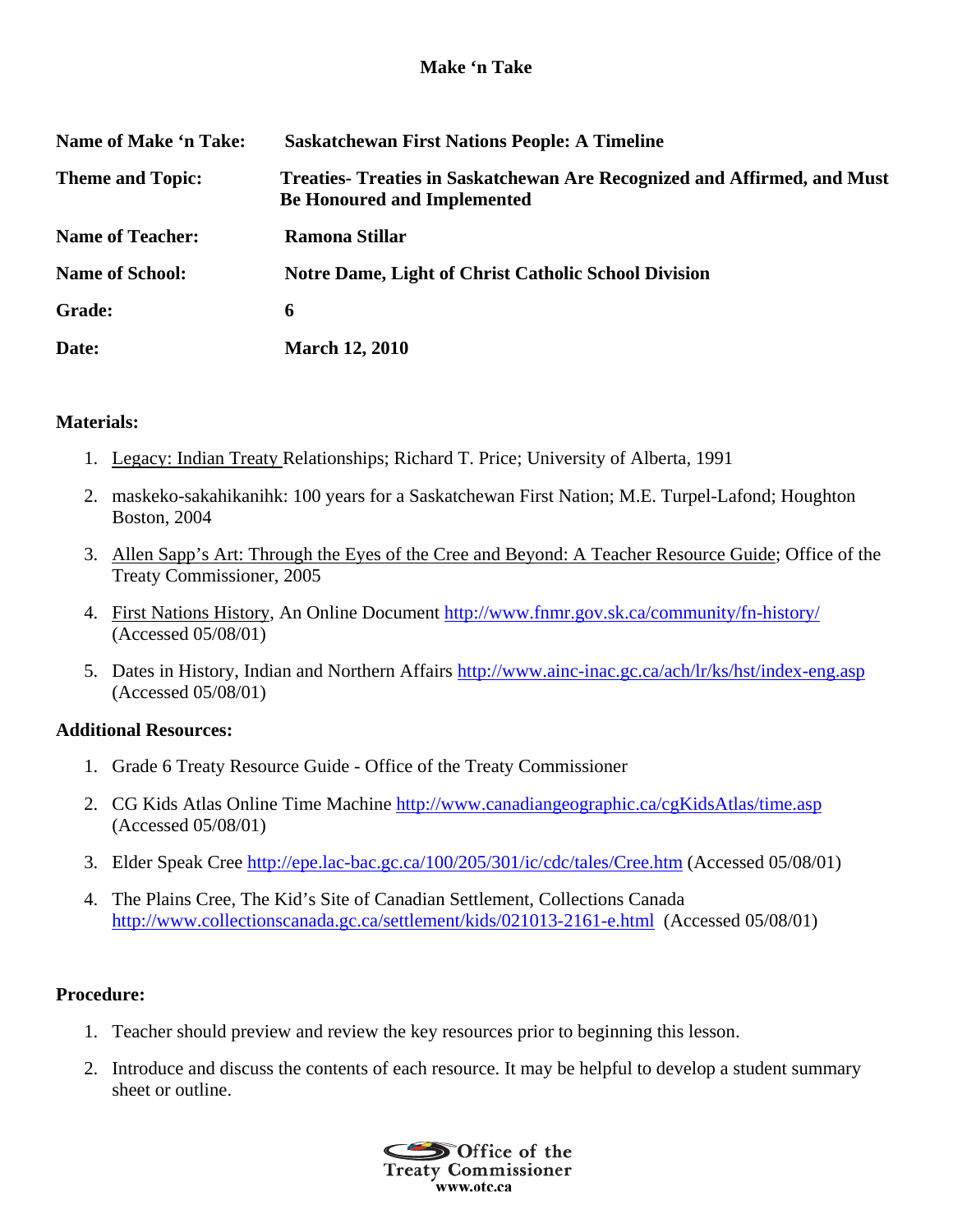# Make 'n Take

**Name of Make 'n Take:** **Saskatchewan First Nations People: A Timeline**

**Theme and Topic:** **Treaties- Treaties in Saskatchewan Are Recognized and Affirmed, and Must Be Honoured and Implemented**

**Name of Teacher:** **Ramona Stillar**

**Name of School:** **Notre Dame, Light of Christ Catholic School Division**

**Grade:** **6**

**Date:** **March 12, 2010**

## Materials:

1. Legacy: Indian Treaty Relationships; Richard T. Price; University of Alberta, 1991
2. maskeko-sakahikanihk: 100 years for a Saskatchewan First Nation; M.E. Turpel-Lafond; Houghton Boston, 2004
3. Allen Sapp's Art: Through the Eyes of the Cree and Beyond: A Teacher Resource Guide; Office of the Treaty Commissioner, 2005
4. First Nations History, An Online Document http://www.fnmr.gov.sk.ca/community/fn-history/ (Accessed 05/08/01)
5. Dates in History, Indian and Northern Affairs http://www.ainc-inac.gc.ca/ach/lr/ks/hst/index-eng.asp (Accessed 05/08/01)

## Additional Resources:

1. Grade 6 Treaty Resource Guide - Office of the Treaty Commissioner
2. CG Kids Atlas Online Time Machine http://www.canadiangeographic.ca/cgKidsAtlas/time.asp (Accessed 05/08/01)
3. Elder Speak Cree http://epe.lac-bac.gc.ca/100/205/301/ic/cdc/tales/Cree.htm (Accessed 05/08/01)
4. The Plains Cree, The Kid's Site of Canadian Settlement, Collections Canada http://www.collectionscanada.gc.ca/settlement/kids/021013-2161-e.html (Accessed 05/08/01)

## Procedure:

1. Teacher should preview and review the key resources prior to beginning this lesson.
2. Introduce and discuss the contents of each resource. It may be helpful to develop a student summary sheet or outline.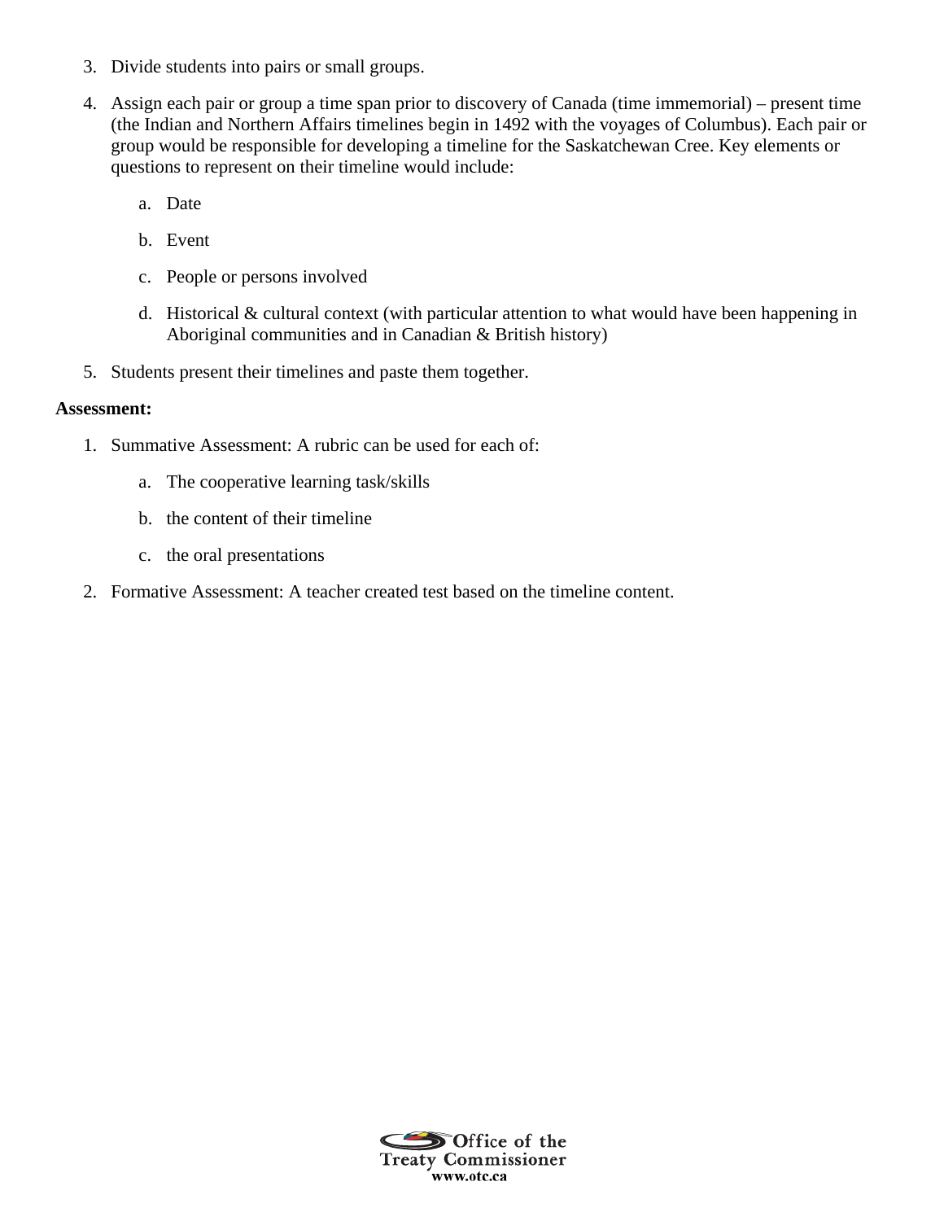3. Divide students into pairs or small groups.
4. Assign each pair or group a time span prior to discovery of Canada (time immemorial) – present time (the Indian and Northern Affairs timelines begin in 1492 with the voyages of Columbus). Each pair or group would be responsible for developing a timeline for the Saskatchewan Cree. Key elements or questions to represent on their timeline would include:
   a. Date
   b. Event
   c. People or persons involved
   d. Historical & cultural context (with particular attention to what would have been happening in Aboriginal communities and in Canadian & British history)
5. Students present their timelines and paste them together.

**Assessment:**

1. Summative Assessment: A rubric can be used for each of:
   a. The cooperative learning task/skills
   b. the content of their timeline
   c. the oral presentations
2. Formative Assessment: A teacher created test based on the timeline content.